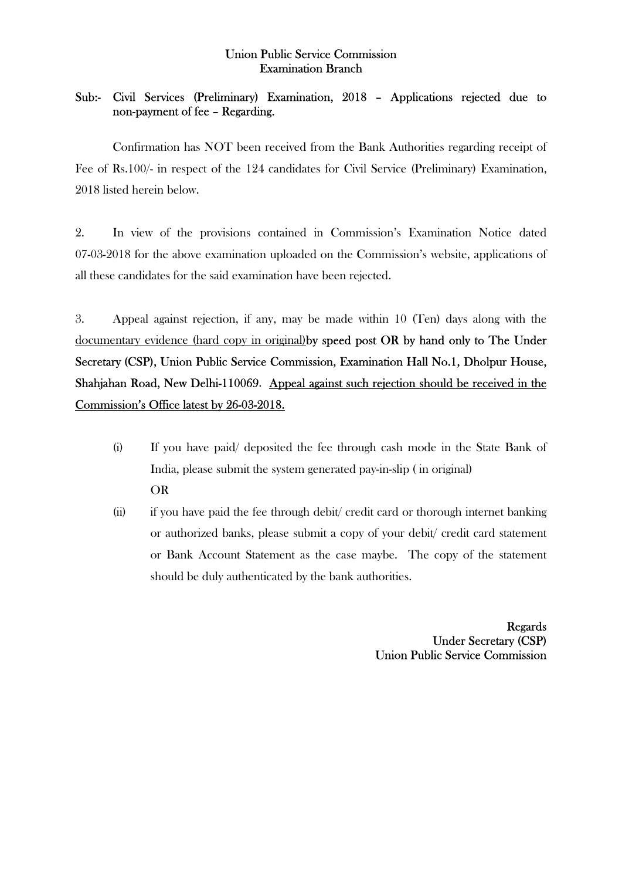Union Public Service Commission
Examination Branch

**Sub:- Civil Services (Preliminary) Examination, 2018 – Applications rejected due to non-payment of fee – Regarding.**

Confirmation has NOT been received from the Bank Authorities regarding receipt of Fee of Rs.100/- in respect of the 124 candidates for Civil Service (Preliminary) Examination, 2018 listed herein below.

2. In view of the provisions contained in Commission's Examination Notice dated 07-03-2018 for the above examination uploaded on the Commission's website, applications of all these candidates for the said examination have been rejected.

3. Appeal against rejection, if any, may be made within 10 (Ten) days along with the <u>documentary evidence (hard copy in original)</u>**by speed post OR by hand only to The Under Secretary (CSP), Union Public Service Commission, Examination Hall No.1, Dholpur House, Shahjahan Road, New Delhi-110069**. <u>**Appeal against such rejection should be received in the Commission's Office latest by 26-03-2018.**</u>

(i) If you have paid/ deposited the fee through cash mode in the State Bank of India, please submit the system generated pay-in-slip ( in original)
OR

(ii) if you have paid the fee through debit/ credit card or thorough internet banking or authorized banks, please submit a copy of your debit/ credit card statement or Bank Account Statement as the case maybe. The copy of the statement should be duly authenticated by the bank authorities.

Regards
Under Secretary (CSP)
Union Public Service Commission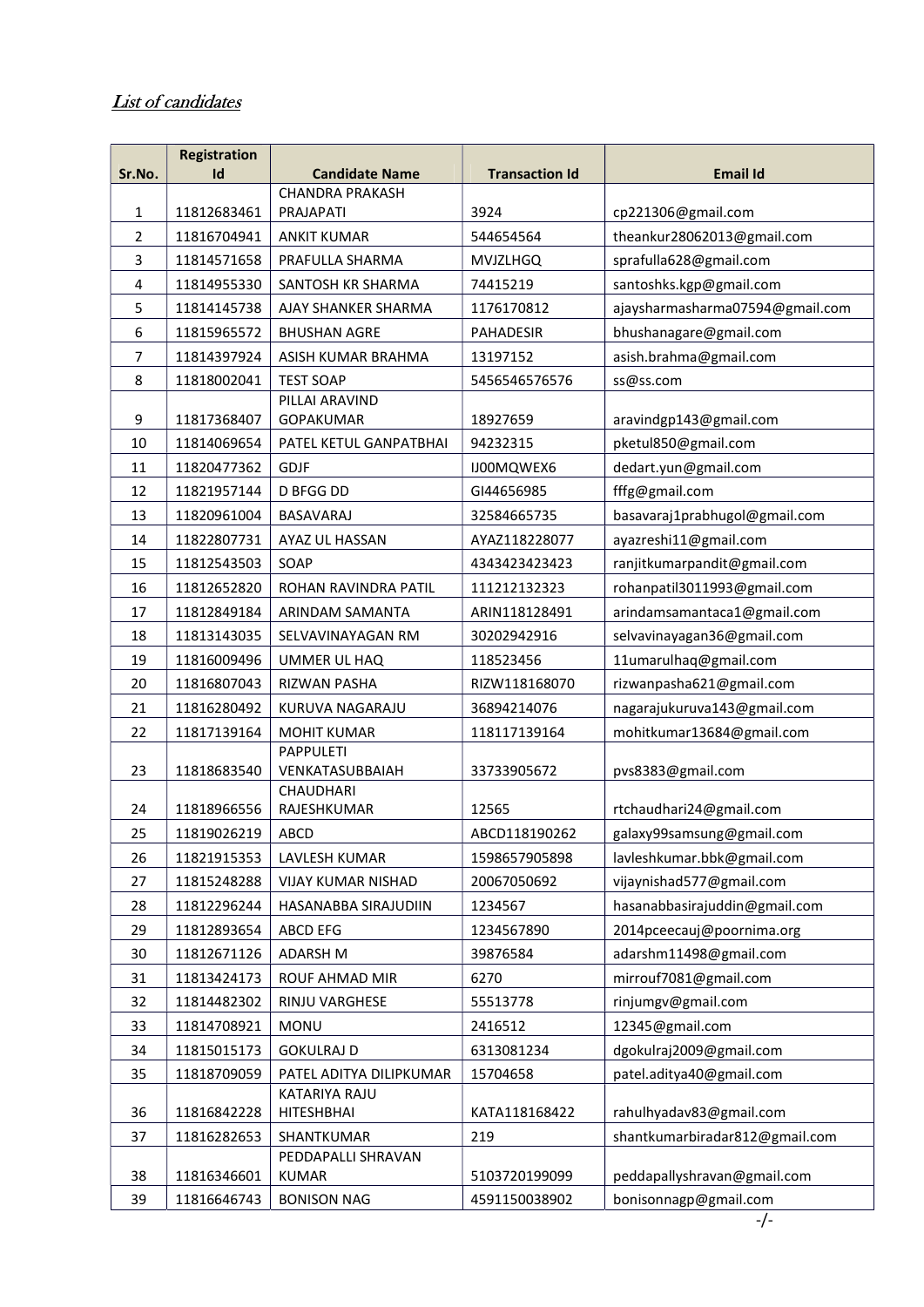*List of candidates*

| Sr.No. | Registration Id | Candidate Name | Transaction Id | Email Id |
|---|---|---|---|---|
| 1 | 11812683461 | CHANDRA PRAKASH PRAJAPATI | 3924 | cp221306@gmail.com |
| 2 | 11816704941 | ANKIT KUMAR | 544654564 | theankur28062013@gmail.com |
| 3 | 11814571658 | PRAFULLA SHARMA | MVJZLHGQ | sprafulla628@gmail.com |
| 4 | 11814955330 | SANTOSH KR SHARMA | 74415219 | santoshks.kgp@gmail.com |
| 5 | 11814145738 | AJAY SHANKER SHARMA | 1176170812 | ajaysharmasharma07594@gmail.com |
| 6 | 11815965572 | BHUSHAN AGRE | PAHADESIR | bhushanagare@gmail.com |
| 7 | 11814397924 | ASISH KUMAR BRAHMA | 13197152 | asish.brahma@gmail.com |
| 8 | 11818002041 | TEST SOAP | 5456546576576 | ss@ss.com |
| 9 | 11817368407 | PILLAI ARAVIND GOPAKUMAR | 18927659 | aravindgp143@gmail.com |
| 10 | 11814069654 | PATEL KETUL GANPATBHAI | 94232315 | pketul850@gmail.com |
| 11 | 11820477362 | GDJF | IJ00MQWEX6 | dedart.yun@gmail.com |
| 12 | 11821957144 | D BFGG DD | GI44656985 | fffg@gmail.com |
| 13 | 11820961004 | BASAVARAJ | 32584665735 | basavaraj1prabhugol@gmail.com |
| 14 | 11822807731 | AYAZ UL HASSAN | AYAZ118228077 | ayazreshi11@gmail.com |
| 15 | 11812543503 | SOAP | 4343423423423 | ranjitkumarpandit@gmail.com |
| 16 | 11812652820 | ROHAN RAVINDRA PATIL | 111212132323 | rohanpatil3011993@gmail.com |
| 17 | 11812849184 | ARINDAM SAMANTA | ARIN118128491 | arindamsamantaca1@gmail.com |
| 18 | 11813143035 | SELVAVINAYAGAN RM | 30202942916 | selvavinayagan36@gmail.com |
| 19 | 11816009496 | UMMER UL HAQ | 118523456 | 11umarulhaq@gmail.com |
| 20 | 11816807043 | RIZWAN PASHA | RIZW118168070 | rizwanpasha621@gmail.com |
| 21 | 11816280492 | KURUVA NAGARAJU | 36894214076 | nagarajukuruva143@gmail.com |
| 22 | 11817139164 | MOHIT KUMAR | 118117139164 | mohitkumar13684@gmail.com |
| 23 | 11818683540 | PAPPULETI VENKATASUBBAIAH | 33733905672 | pvs8383@gmail.com |
| 24 | 11818966556 | CHAUDHARI RAJESHKUMAR | 12565 | rtchaudhari24@gmail.com |
| 25 | 11819026219 | ABCD | ABCD118190262 | galaxy99samsung@gmail.com |
| 26 | 11821915353 | LAVLESH KUMAR | 1598657905898 | lavleshkumar.bbk@gmail.com |
| 27 | 11815248288 | VIJAY KUMAR NISHAD | 20067050692 | vijaynishad577@gmail.com |
| 28 | 11812296244 | HASANABBA SIRAJUDIIN | 1234567 | hasanabbasirajuddin@gmail.com |
| 29 | 11812893654 | ABCD EFG | 1234567890 | 2014pceecauj@poornima.org |
| 30 | 11812671126 | ADARSH M | 39876584 | adarshm11498@gmail.com |
| 31 | 11813424173 | ROUF AHMAD MIR | 6270 | mirrouf7081@gmail.com |
| 32 | 11814482302 | RINJU VARGHESE | 55513778 | rinjumgv@gmail.com |
| 33 | 11814708921 | MONU | 2416512 | 12345@gmail.com |
| 34 | 11815015173 | GOKULRAJ D | 6313081234 | dgokulraj2009@gmail.com |
| 35 | 11818709059 | PATEL ADITYA DILIPKUMAR | 15704658 | patel.aditya40@gmail.com |
| 36 | 11816842228 | KATARIYA RAJU HITESHBHAI | KATA118168422 | rahulhyadav83@gmail.com |
| 37 | 11816282653 | SHANTKUMAR | 219 | shantkumarbiradar812@gmail.com |
| 38 | 11816346601 | PEDDAPALLI SHRAVAN KUMAR | 5103720199099 | peddapallyshravan@gmail.com |
| 39 | 11816646743 | BONISON NAG | 4591150038902 | bonisonnagp@gmail.com |

-/-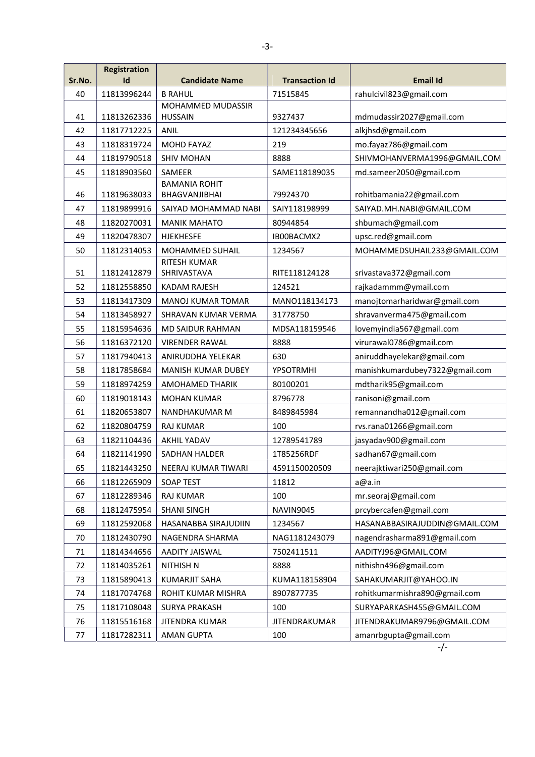| Sr.No. | Registration Id | Candidate Name | Transaction Id | Email Id |
|---|---|---|---|---|
| 40 | 11813996244 | B RAHUL | 71515845 | rahulcivil823@gmail.com |
| 41 | 11813262336 | MOHAMMED MUDASSIR HUSSAIN | 9327437 | mdmudassir2027@gmail.com |
| 42 | 11817712225 | ANIL | 121234345656 | alkjhsd@gmail.com |
| 43 | 11818319724 | MOHD FAYAZ | 219 | mo.fayaz786@gmail.com |
| 44 | 11819790518 | SHIV MOHAN | 8888 | SHIVMOHANVERMA1996@GMAIL.COM |
| 45 | 11818903560 | SAMEER | SAME118189035 | md.sameer2050@gmail.com |
| 46 | 11819638033 | BAMANIA ROHIT BHAGVANJIBHAI | 79924370 | rohitbamania22@gmail.com |
| 47 | 11819899916 | SAIYAD MOHAMMAD NABI | SAIY118198999 | SAIYAD.MH.NABI@GMAIL.COM |
| 48 | 11820270031 | MANIK MAHATO | 80944854 | shbumach@gmail.com |
| 49 | 11820478307 | HJEKHESFE | IB00BACMX2 | upsc.red@gmail.com |
| 50 | 11812314053 | MOHAMMED SUHAIL | 1234567 | MOHAMMEDSUHAIL233@GMAIL.COM |
| 51 | 11812412879 | RITESH KUMAR SHRIVASTAVA | RITE118124128 | srivastava372@gmail.com |
| 52 | 11812558850 | KADAM RAJESH | 124521 | rajkadammm@ymail.com |
| 53 | 11813417309 | MANOJ KUMAR TOMAR | MANO118134173 | manojtomarharidwar@gmail.com |
| 54 | 11813458927 | SHRAVAN KUMAR VERMA | 31778750 | shravanverma475@gmail.com |
| 55 | 11815954636 | MD SAIDUR RAHMAN | MDSA118159546 | lovemyindia567@gmail.com |
| 56 | 11816372120 | VIRENDER RAWAL | 8888 | virurawal0786@gmail.com |
| 57 | 11817940413 | ANIRUDDHA YELEKAR | 630 | aniruddhayelekar@gmail.com |
| 58 | 11817858684 | MANISH KUMAR DUBEY | YPSOTRMHI | manishkumardubey7322@gmail.com |
| 59 | 11818974259 | AMOHAMED THARIK | 80100201 | mdtharik95@gmail.com |
| 60 | 11819018143 | MOHAN KUMAR | 8796778 | ranisoni@gmail.com |
| 61 | 11820653807 | NANDHAKUMAR M | 8489845984 | remannandha012@gmail.com |
| 62 | 11820804759 | RAJ KUMAR | 100 | rvs.rana01266@gmail.com |
| 63 | 11821104436 | AKHIL YADAV | 12789541789 | jasyadav900@gmail.com |
| 64 | 11821141990 | SADHAN HALDER | 1T85256RDF | sadhan67@gmail.com |
| 65 | 11821443250 | NEERAJ KUMAR TIWARI | 4591150020509 | neerajktiwari250@gmail.com |
| 66 | 11812265909 | SOAP TEST | 11812 | a@a.in |
| 67 | 11812289346 | RAJ KUMAR | 100 | mr.seoraj@gmail.com |
| 68 | 11812475954 | SHANI SINGH | NAVIN9045 | prcybercafen@gmail.com |
| 69 | 11812592068 | HASANABBA SIRAJUDIIN | 1234567 | HASANABBASIRAJUDDIN@GMAIL.COM |
| 70 | 11812430790 | NAGENDRA SHARMA | NAG1181243079 | nagendrasharma891@gmail.com |
| 71 | 11814344656 | AADITY JAISWAL | 7502411511 | AADITYJ96@GMAIL.COM |
| 72 | 11814035261 | NITHISH N | 8888 | nithishn496@gmail.com |
| 73 | 11815890413 | KUMARJIT SAHA | KUMA118158904 | SAHAKUMARJIT@YAHOO.IN |
| 74 | 11817074768 | ROHIT KUMAR MISHRA | 8907877735 | rohitkumarmishra890@gmail.com |
| 75 | 11817108048 | SURYA PRAKASH | 100 | SURYAPARKASH455@GMAIL.COM |
| 76 | 11815516168 | JITENDRA KUMAR | JITENDRAKUMAR | JITENDRAKUMAR9796@GMAIL.COM |
| 77 | 11817282311 | AMAN GUPTA | 100 | amanrbgupta@gmail.com |

-/-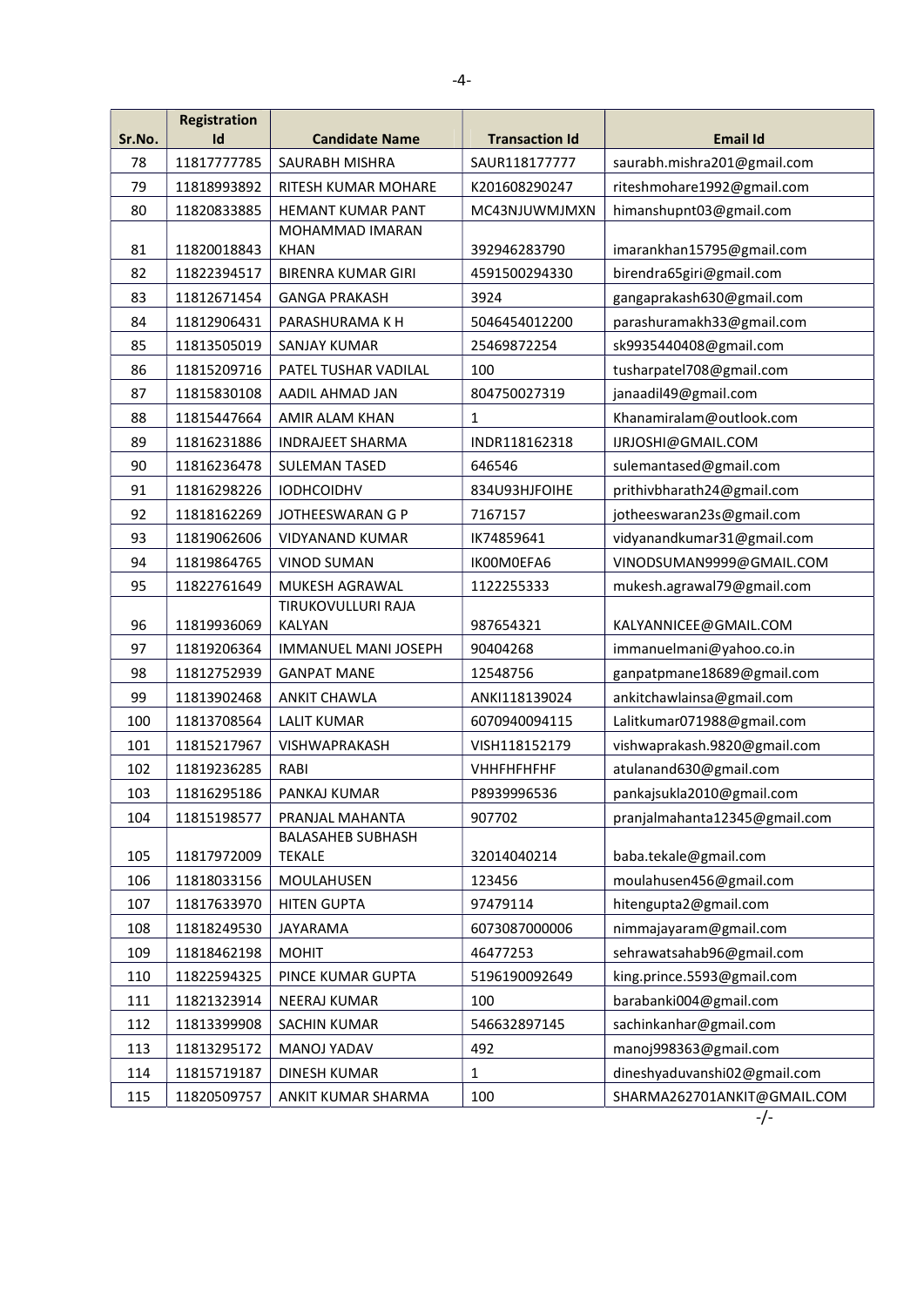| Sr.No. | Registration Id | Candidate Name | Transaction Id | Email Id |
|---|---|---|---|---|
| 78 | 11817777785 | SAURABH MISHRA | SAUR118177777 | saurabh.mishra201@gmail.com |
| 79 | 11818993892 | RITESH KUMAR MOHARE | K201608290247 | riteshmohare1992@gmail.com |
| 80 | 11820833885 | HEMANT KUMAR PANT | MC43NJUWMJMXN | himanshupnt03@gmail.com |
| 81 | 11820018843 | MOHAMMAD IMARAN KHAN | 392946283790 | imarankhan15795@gmail.com |
| 82 | 11822394517 | BIRENRA KUMAR GIRI | 4591500294330 | birendra65giri@gmail.com |
| 83 | 11812671454 | GANGA PRAKASH | 3924 | gangaprakash630@gmail.com |
| 84 | 11812906431 | PARASHURAMA K H | 5046454012200 | parashuramakh33@gmail.com |
| 85 | 11813505019 | SANJAY KUMAR | 25469872254 | sk9935440408@gmail.com |
| 86 | 11815209716 | PATEL TUSHAR VADILAL | 100 | tusharpatel708@gmail.com |
| 87 | 11815830108 | AADIL AHMAD JAN | 804750027319 | janaadil49@gmail.com |
| 88 | 11815447664 | AMIR ALAM KHAN | 1 | Khanamiralam@outlook.com |
| 89 | 11816231886 | INDRAJEET SHARMA | INDR118162318 | IJRJOSHI@GMAIL.COM |
| 90 | 11816236478 | SULEMAN TASED | 646546 | sulemantased@gmail.com |
| 91 | 11816298226 | IODHCOIDHV | 834U93HJFOIHE | prithivbharath24@gmail.com |
| 92 | 11818162269 | JOTHEESWARAN G P | 7167157 | jotheeswaran23s@gmail.com |
| 93 | 11819062606 | VIDYANAND KUMAR | IK74859641 | vidyanandkumar31@gmail.com |
| 94 | 11819864765 | VINOD SUMAN | IK00M0EFA6 | VINODSUMAN9999@GMAIL.COM |
| 95 | 11822761649 | MUKESH AGRAWAL | 1122255333 | mukesh.agrawal79@gmail.com |
| 96 | 11819936069 | TIRUKOVULLURI RAJA KALYAN | 987654321 | KALYANNICEE@GMAIL.COM |
| 97 | 11819206364 | IMMANUEL MANI JOSEPH | 90404268 | immanuelmani@yahoo.co.in |
| 98 | 11812752939 | GANPAT MANE | 12548756 | ganpatpmane18689@gmail.com |
| 99 | 11813902468 | ANKIT CHAWLA | ANKI118139024 | ankitchawlainsa@gmail.com |
| 100 | 11813708564 | LALIT KUMAR | 6070940094115 | Lalitkumar071988@gmail.com |
| 101 | 11815217967 | VISHWAPRAKASH | VISH118152179 | vishwaprakash.9820@gmail.com |
| 102 | 11819236285 | RABI | VHHFHFHFHF | atulanand630@gmail.com |
| 103 | 11816295186 | PANKAJ KUMAR | P8939996536 | pankajsukla2010@gmail.com |
| 104 | 11815198577 | PRANJAL MAHANTA | 907702 | pranjalmahanta12345@gmail.com |
| 105 | 11817972009 | BALASAHEB SUBHASH TEKALE | 32014040214 | baba.tekale@gmail.com |
| 106 | 11818033156 | MOULAHUSEN | 123456 | moulahusen456@gmail.com |
| 107 | 11817633970 | HITEN GUPTA | 97479114 | hitengupta2@gmail.com |
| 108 | 11818249530 | JAYARAMA | 6073087000006 | nimmajayaram@gmail.com |
| 109 | 11818462198 | MOHIT | 46477253 | sehrawatsahab96@gmail.com |
| 110 | 11822594325 | PINCE KUMAR GUPTA | 5196190092649 | king.prince.5593@gmail.com |
| 111 | 11821323914 | NEERAJ KUMAR | 100 | barabanki004@gmail.com |
| 112 | 11813399908 | SACHIN KUMAR | 546632897145 | sachinkanhar@gmail.com |
| 113 | 11813295172 | MANOJ YADAV | 492 | manoj998363@gmail.com |
| 114 | 11815719187 | DINESH KUMAR | 1 | dineshyaduvanshi02@gmail.com |
| 115 | 11820509757 | ANKIT KUMAR SHARMA | 100 | SHARMA262701ANKIT@GMAIL.COM |

-/-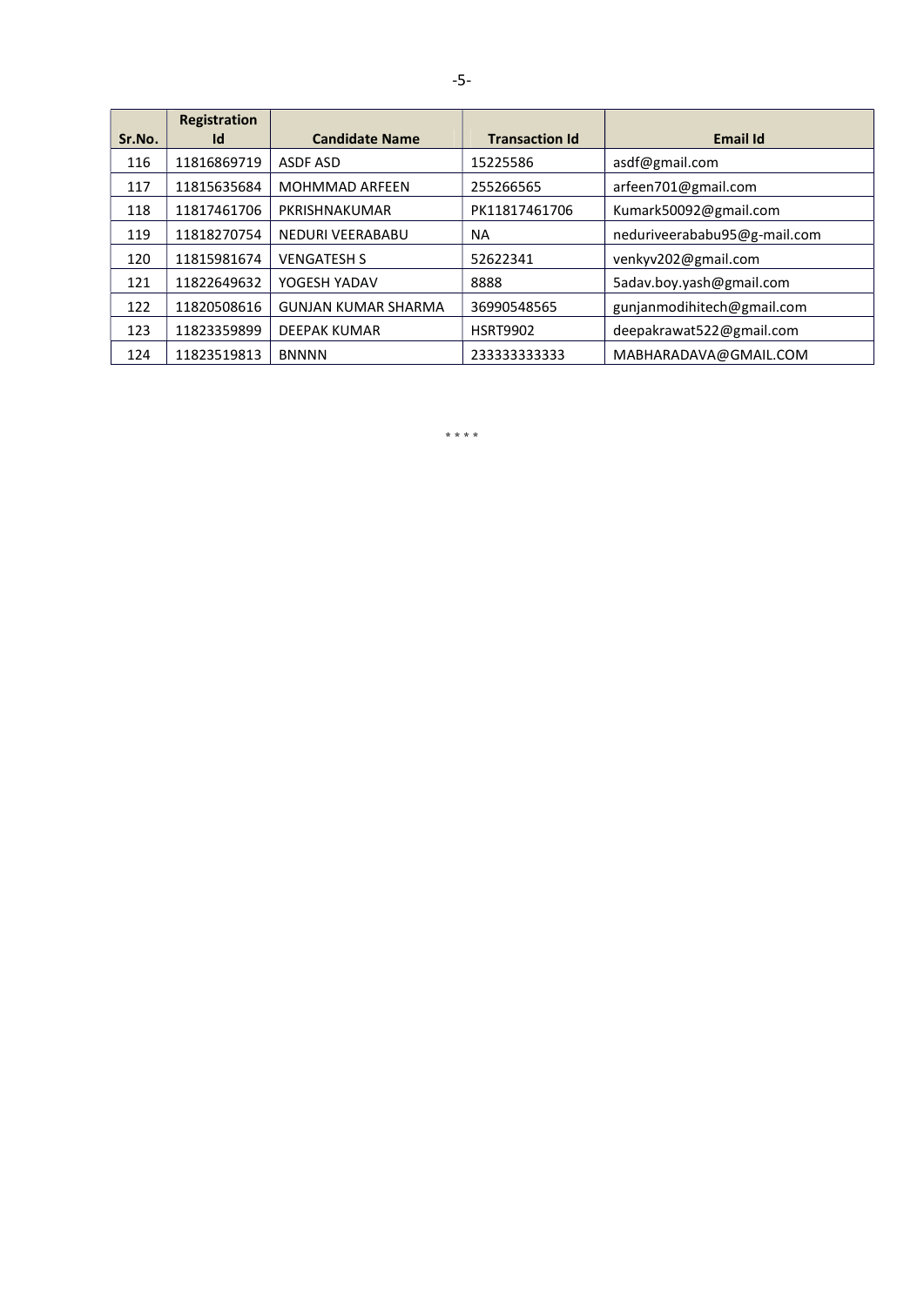| Sr.No. | Registration Id | Candidate Name | Transaction Id | Email Id |
|---|---|---|---|---|
| 116 | 11816869719 | ASDF ASD | 15225586 | asdf@gmail.com |
| 117 | 11815635684 | MOHMMAD ARFEEN | 255266565 | arfeen701@gmail.com |
| 118 | 11817461706 | PKRISHNAKUMAR | PK11817461706 | Kumark50092@gmail.com |
| 119 | 11818270754 | NEDURI VEERABABU | NA | neduriveerababu95@g-mail.com |
| 120 | 11815981674 | VENGATESH S | 52622341 | venkyv202@gmail.com |
| 121 | 11822649632 | YOGESH YADAV | 8888 | 5adav.boy.yash@gmail.com |
| 122 | 11820508616 | GUNJAN KUMAR SHARMA | 36990548565 | gunjanmodihitech@gmail.com |
| 123 | 11823359899 | DEEPAK KUMAR | HSRT9902 | deepakrawat522@gmail.com |
| 124 | 11823519813 | BNNNN | 233333333333 | MABHARADAVA@GMAIL.COM |

* * * *